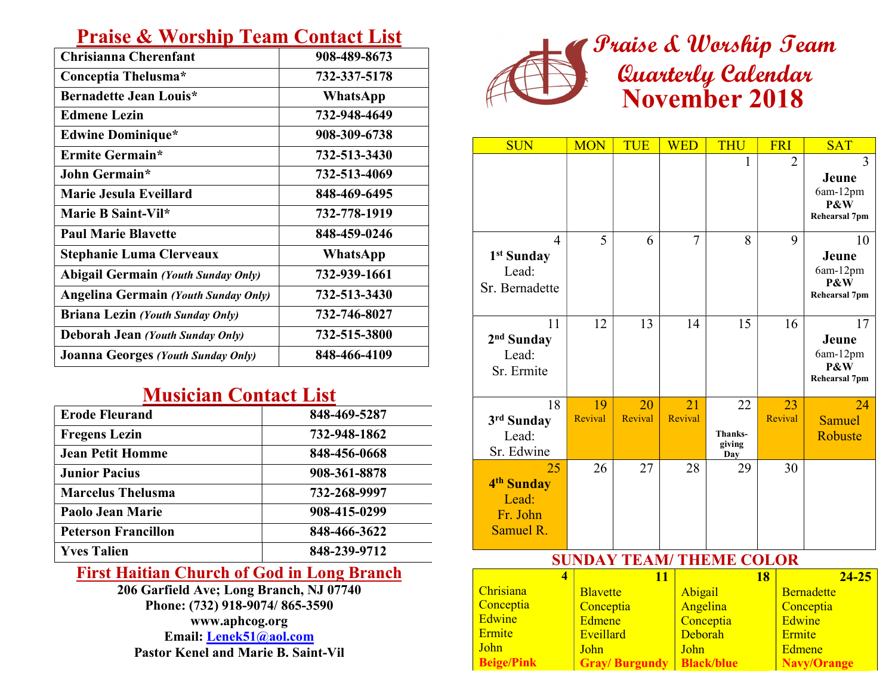## Praise & Worship Team Contact List

| Name | Contact |
|---|---|
| **Chrisianna Cherenfant** | **908-489-8673** |
| **Conceptia Thelusma*** | **732-337-5178** |
| **Bernadette Jean Louis*** | **WhatsApp** |
| **Edmene Lezin** | **732-948-4649** |
| **Edwine Dominique*** | **908-309-6738** |
| **Ermite Germain*** | **732-513-3430** |
| **John Germain*** | **732-513-4069** |
| **Marie Jesula Eveillard** | **848-469-6495** |
| **Marie B Saint-Vil*** | **732-778-1919** |
| **Paul Marie Blavette** | **848-459-0246** |
| **Stephanie Luma Clerveaux** | **WhatsApp** |
| **Abigail Germain** ***(Youth Sunday Only)*** | **732-939-1661** |
| **Angelina Germain** ***(Youth Sunday Only)*** | **732-513-3430** |
| **Briana Lezin** ***(Youth Sunday Only)*** | **732-746-8027** |
| **Deborah Jean** ***(Youth Sunday Only)*** | **732-515-3800** |
| **Joanna Georges** ***(Youth Sunday Only)*** | **848-466-4109** |

## Musician Contact List

| Name | Contact |
|---|---|
| **Erode Fleurand** | **848-469-5287** |
| **Fregens Lezin** | **732-948-1862** |
| **Jean Petit Homme** | **848-456-0668** |
| **Junior Pacius** | **908-361-8878** |
| **Marcelus Thelusma** | **732-268-9997** |
| **Paolo Jean Marie** | **908-415-0299** |
| **Peterson Francillon** | **848-466-3622** |
| **Yves Talien** | **848-239-9712** |

## First Haitian Church of God in Long Branch

**206 Garfield Ave; Long Branch, NJ 07740**
**Phone: (732) 918-9074/ 865-3590**
**www.aphcog.org**
**Email: Lenek51@aol.com**
**Pastor Kenel and Marie B. Saint-Vil**

# Praise & Worship Team Quarterly Calendar
# November 2018

| SUN | MON | TUE | WED | THU | FRI | SAT |
|---|---|---|---|---|---|---|
| | | | | 1 | 2 | 3 **Jeune** 6am-12pm **P&W Rehearsal 7pm** |
| 4 **1st Sunday** Lead: Sr. Bernadette | 5 | 6 | 7 | 8 | 9 | 10 **Jeune** 6am-12pm **P&W Rehearsal 7pm** |
| 11 **2nd Sunday** Lead: Sr. Ermite | 12 | 13 | 14 | 15 | 16 | 17 **Jeune** 6am-12pm **P&W Rehearsal 7pm** |
| 18 **3rd Sunday** Lead: Sr. Edwine | 19 Revival | 20 Revival | 21 Revival | 22 **Thanks-giving Day** | 23 Revival | 24 Samuel Robuste |
| 25 **4th Sunday** Lead: Fr. John Samuel R. | 26 | 27 | 28 | 29 | 30 | |

## SUNDAY TEAM/ THEME COLOR

| 4 | 11 | 18 | 24-25 |
|---|---|---|---|
| Chrisiana | Blavette | Abigail | Bernadette |
| Conceptia | Conceptia | Angelina | Conceptia |
| Edwine | Edmene | Conceptia | Edwine |
| Ermite | Eveillard | Deborah | Ermite |
| John | John | John | Edmene |
| **Beige/Pink** | **Gray/ Burgundy** | **Black/blue** | **Navy/Orange** |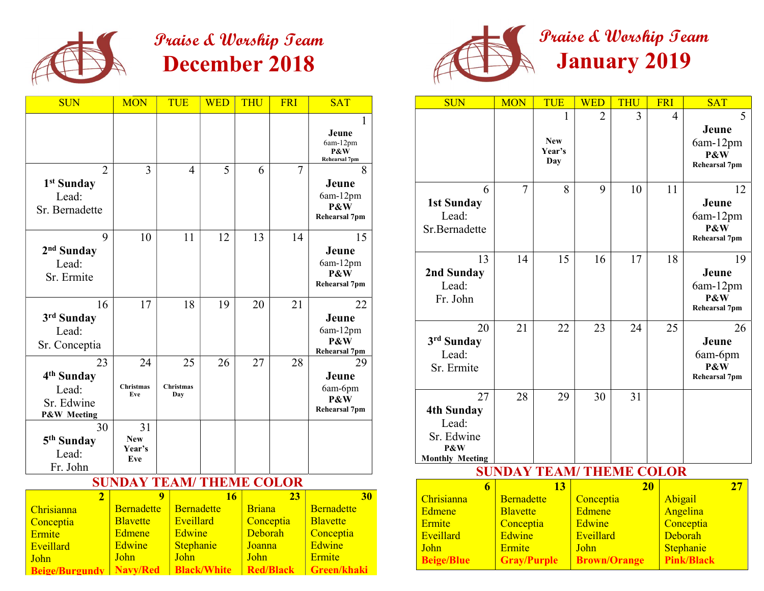# Praise & Worship Team
# December 2018

| SUN | MON | TUE | WED | THU | FRI | SAT |
|---|---|---|---|---|---|---|
| | | | | | | 1 **Jeune** 6am-12pm **P&W** **Rehearsal 7pm** |
| 2 **1st Sunday** Lead: Sr. Bernadette | 3 | 4 | 5 | 6 | 7 | 8 **Jeune** 6am-12pm **P&W** **Rehearsal 7pm** |
| 9 **2nd Sunday** Lead: Sr. Ermite | 10 | 11 | 12 | 13 | 14 | 15 **Jeune** 6am-12pm **P&W** **Rehearsal 7pm** |
| 16 **3rd Sunday** Lead: Sr. Conceptia | 17 | 18 | 19 | 20 | 21 | 22 **Jeune** 6am-12pm **P&W** **Rehearsal 7pm** |
| 23 **4th Sunday** Lead: Sr. Edwine **P&W Meeting** | 24 **Christmas Eve** | 25 **Christmas Day** | 26 | 27 | 28 | 29 **Jeune** 6am-6pm **P&W** **Rehearsal 7pm** |
| 30 **5th Sunday** Lead: Fr. John | 31 **New Year's Eve** | | | | | |

## SUNDAY TEAM/ THEME COLOR

| **2** | **9** | **16** | **23** | **30** |
|---|---|---|---|---|
| Chrisianna | Bernadette | Bernadette | Briana | Bernadette |
| Conceptia | Blavette | Eveillard | Conceptia | Blavette |
| Ermite | Edmene | Edwine | Deborah | Conceptia |
| Eveillard | Edwine | Stephanie | Joanna | Edwine |
| John | John | John | John | Ermite |
| **Beige/Burgundy** | **Navy/Red** | **Black/White** | **Red/Black** | **Green/khaki** |

# Praise & Worship Team
# January 2019

| SUN | MON | TUE | WED | THU | FRI | SAT |
|---|---|---|---|---|---|---|
| | | 1 **New Year's Day** | 2 | 3 | 4 | 5 **Jeune** 6am-12pm **P&W** **Rehearsal 7pm** |
| 6 **1st Sunday** Lead: Sr.Bernadette | 7 | 8 | 9 | 10 | 11 | 12 **Jeune** 6am-12pm **P&W** **Rehearsal 7pm** |
| 13 **2nd Sunday** Lead: Fr. John | 14 | 15 | 16 | 17 | 18 | 19 **Jeune** 6am-12pm **P&W** **Rehearsal 7pm** |
| 20 **3rd Sunday** Lead: Sr. Ermite | 21 | 22 | 23 | 24 | 25 | 26 **Jeune** 6am-6pm **P&W** **Rehearsal 7pm** |
| 27 **4th Sunday** Lead: Sr. Edwine **P&W Monthly Meeting** | 28 | 29 | 30 | 31 | | |

## SUNDAY TEAM/ THEME COLOR

| **6** | **13** | **20** | **27** |
|---|---|---|---|
| Chrisianna | Bernadette | Conceptia | Abigail |
| Edmene | Blavette | Edmene | Angelina |
| Ermite | Conceptia | Edwine | Conceptia |
| Eveillard | Edwine | Eveillard | Deborah |
| John | Ermite | John | Stephanie |
| **Beige/Blue** | **Gray/Purple** | **Brown/Orange** | **Pink/Black** |